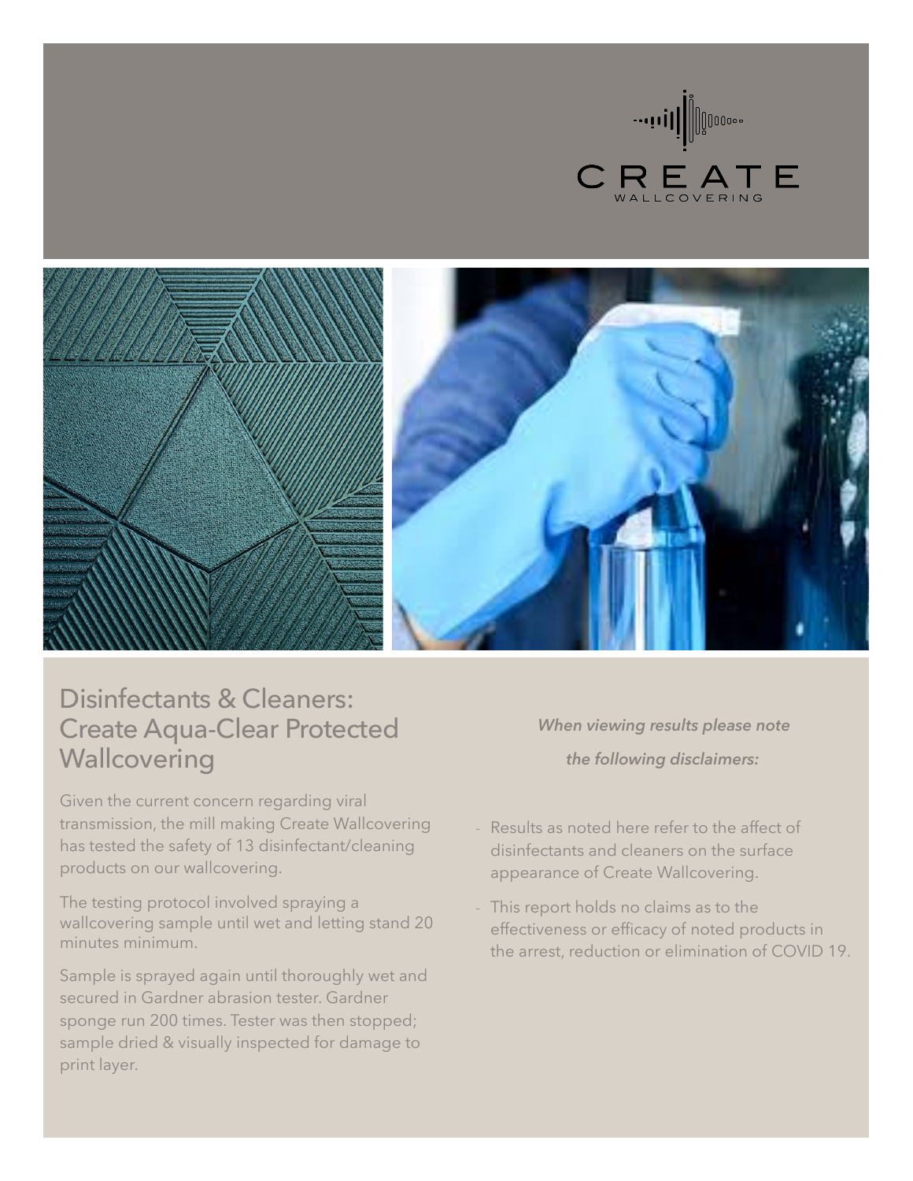CREATE
WALLCOVERING

# Disinfectants & Cleaners: Create Aqua-Clear Protected Wallcovering

Given the current concern regarding viral transmission, the mill making Create Wallcovering has tested the safety of 13 disinfectant/cleaning products on our wallcovering.

The testing protocol involved spraying a wallcovering sample until wet and letting stand 20 minutes minimum.

Sample is sprayed again until thoroughly wet and secured in Gardner abrasion tester. Gardner sponge run 200 times. Tester was then stopped; sample dried & visually inspected for damage to print layer.

***When viewing results please note the following disclaimers:***

- Results as noted here refer to the affect of disinfectants and cleaners on the surface appearance of Create Wallcovering.
- This report holds no claims as to the effectiveness or efficacy of noted products in the arrest, reduction or elimination of COVID 19.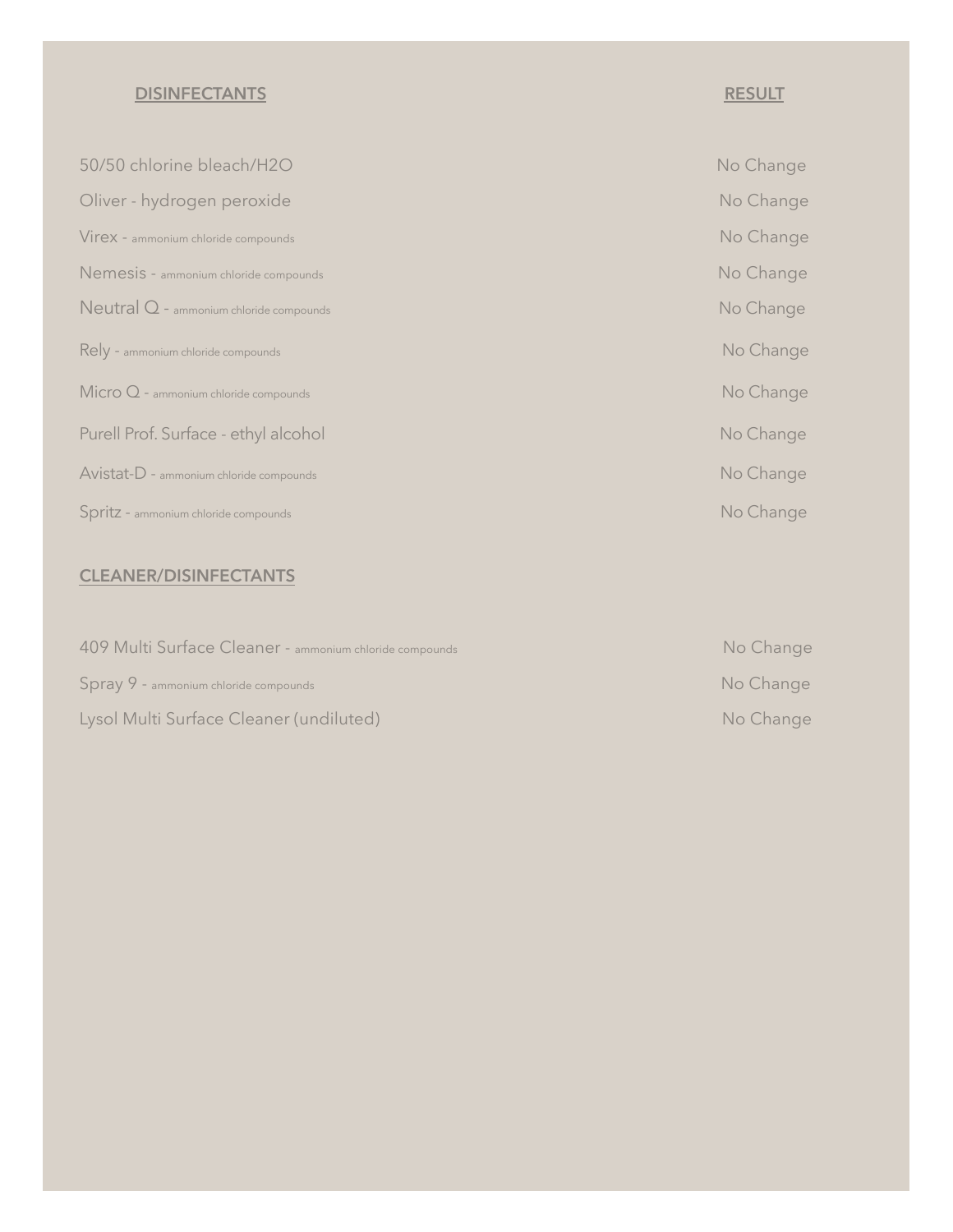| DISINFECTANTS | RESULT |
| --- | --- |
| 50/50 chlorine bleach/$H_2O$ | No Change |
| Oliver - hydrogen peroxide | No Change |
| Virex - ammonium chloride compounds | No Change |
| Nemesis - ammonium chloride compounds | No Change |
| Neutral Q - ammonium chloride compounds | No Change |
| Rely - ammonium chloride compounds | No Change |
| Micro Q - ammonium chloride compounds | No Change |
| Purell Prof. Surface - ethyl alcohol | No Change |
| Avistat-D - ammonium chloride compounds | No Change |
| Spritz - ammonium chloride compounds | No Change |

## CLEANER/DISINFECTANTS

| | |
| --- | --- |
| 409 Multi Surface Cleaner - ammonium chloride compounds | No Change |
| Spray 9 - ammonium chloride compounds | No Change |
| Lysol Multi Surface Cleaner (undiluted) | No Change |